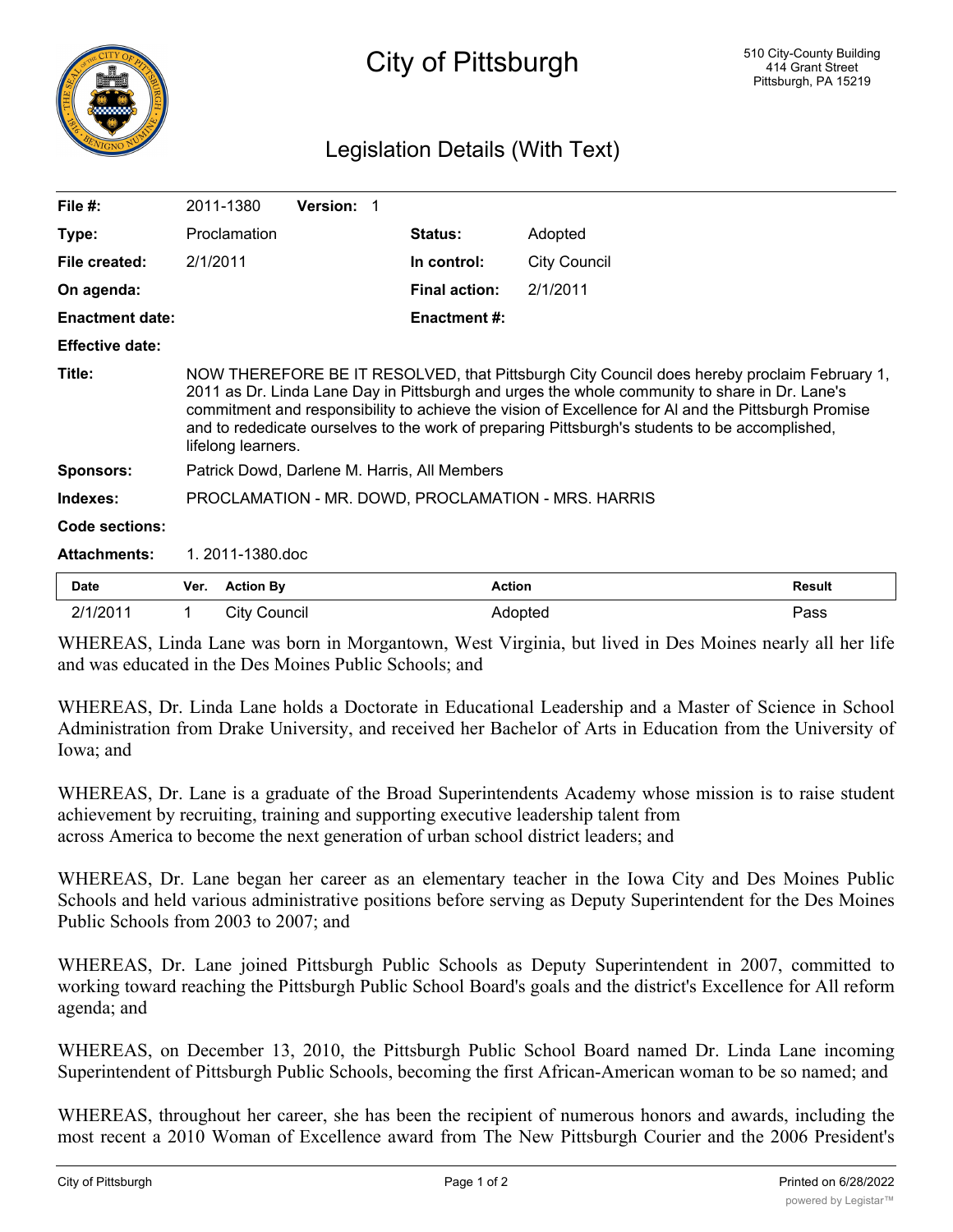# City of Pittsburgh

510 City-County Building
414 Grant Street
Pittsburgh, PA 15219

## Legislation Details (With Text)

| | | | |
|---|---|---|---|
| **File #:** | 2011-1380 **Version:** 1 | | |
| **Type:** | Proclamation | **Status:** | Adopted |
| **File created:** | 2/1/2011 | **In control:** | City Council |
| **On agenda:** | | **Final action:** | 2/1/2011 |
| **Enactment date:** | | **Enactment #:** | |
| **Effective date:** | | | |

**Title:** NOW THEREFORE BE IT RESOLVED, that Pittsburgh City Council does hereby proclaim February 1, 2011 as Dr. Linda Lane Day in Pittsburgh and urges the whole community to share in Dr. Lane's commitment and responsibility to achieve the vision of Excellence for Al and the Pittsburgh Promise and to rededicate ourselves to the work of preparing Pittsburgh's students to be accomplished, lifelong learners.

**Sponsors:** Patrick Dowd, Darlene M. Harris, All Members

**Indexes:** PROCLAMATION - MR. DOWD, PROCLAMATION - MRS. HARRIS

**Code sections:**

**Attachments:** 1. 2011-1380.doc

| Date | Ver. | Action By | Action | Result |
|---|---|---|---|---|
| 2/1/2011 | 1 | City Council | Adopted | Pass |

WHEREAS, Linda Lane was born in Morgantown, West Virginia, but lived in Des Moines nearly all her life and was educated in the Des Moines Public Schools; and

WHEREAS, Dr. Linda Lane holds a Doctorate in Educational Leadership and a Master of Science in School Administration from Drake University, and received her Bachelor of Arts in Education from the University of Iowa; and

WHEREAS, Dr. Lane is a graduate of the Broad Superintendents Academy whose mission is to raise student achievement by recruiting, training and supporting executive leadership talent from across America to become the next generation of urban school district leaders; and

WHEREAS, Dr. Lane began her career as an elementary teacher in the Iowa City and Des Moines Public Schools and held various administrative positions before serving as Deputy Superintendent for the Des Moines Public Schools from 2003 to 2007; and

WHEREAS, Dr. Lane joined Pittsburgh Public Schools as Deputy Superintendent in 2007, committed to working toward reaching the Pittsburgh Public School Board's goals and the district's Excellence for All reform agenda; and

WHEREAS, on December 13, 2010, the Pittsburgh Public School Board named Dr. Linda Lane incoming Superintendent of Pittsburgh Public Schools, becoming the first African-American woman to be so named; and

WHEREAS, throughout her career, she has been the recipient of numerous honors and awards, including the most recent a 2010 Woman of Excellence award from The New Pittsburgh Courier and the 2006 President's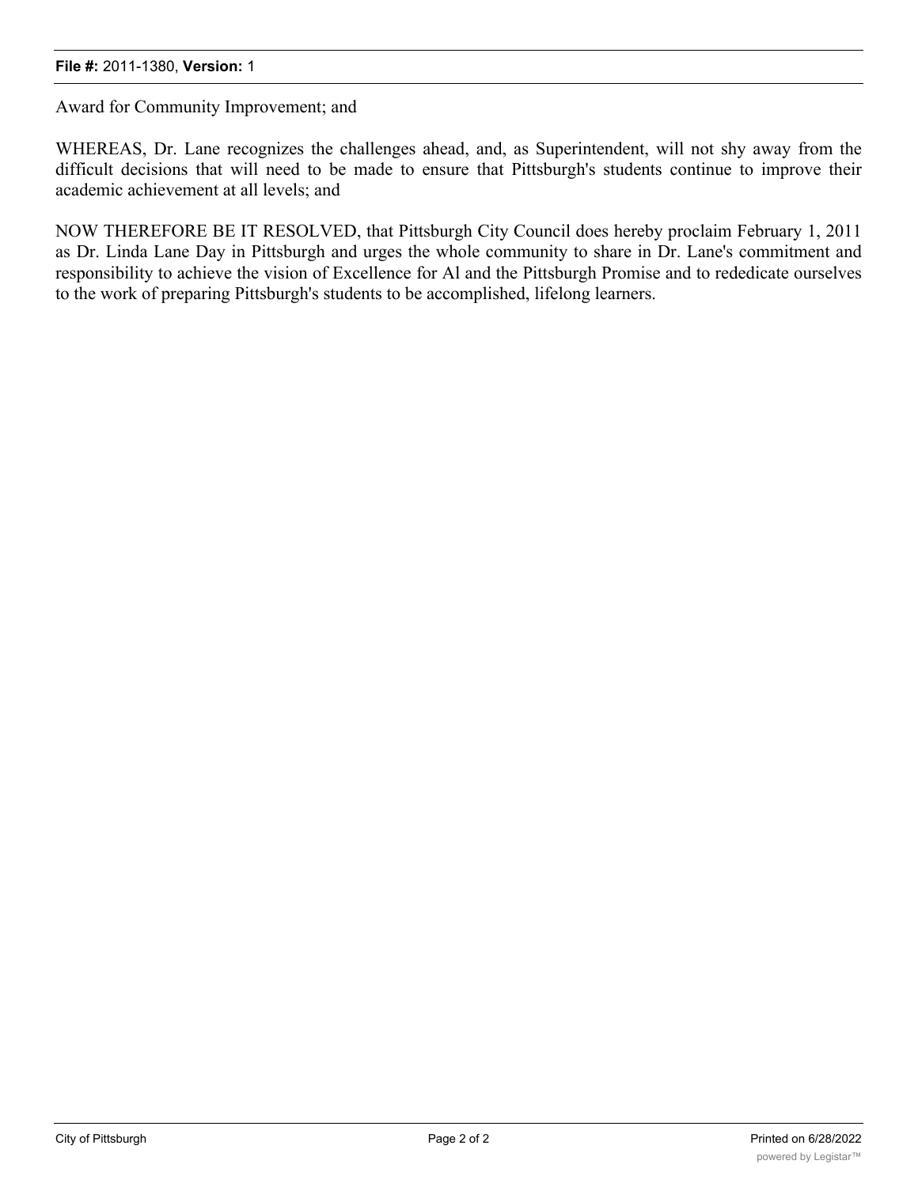Award for Community Improvement; and

WHEREAS, Dr. Lane recognizes the challenges ahead, and, as Superintendent, will not shy away from the difficult decisions that will need to be made to ensure that Pittsburgh's students continue to improve their academic achievement at all levels; and

NOW THEREFORE BE IT RESOLVED, that Pittsburgh City Council does hereby proclaim February 1, 2011 as Dr. Linda Lane Day in Pittsburgh and urges the whole community to share in Dr. Lane's commitment and responsibility to achieve the vision of Excellence for Al and the Pittsburgh Promise and to rededicate ourselves to the work of preparing Pittsburgh's students to be accomplished, lifelong learners.